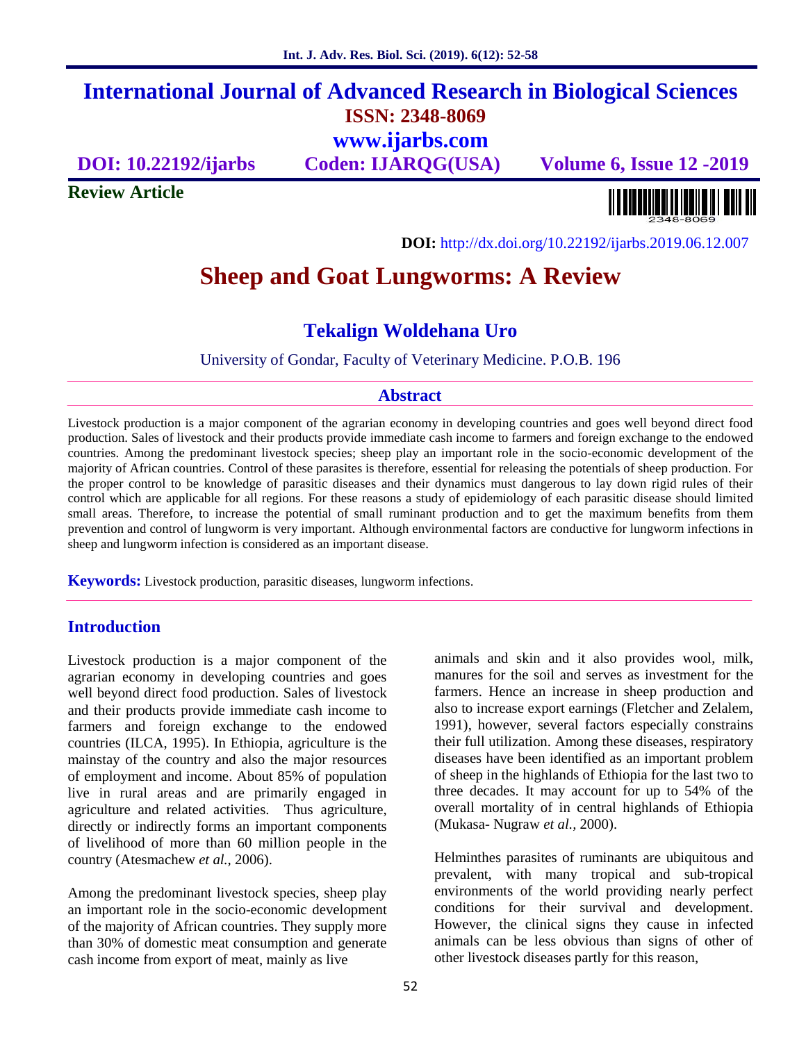# International Journal of Advanced Research in Biological Sciences

**ISSN: 2348-8069**

**www.ijarbs.com**

**DOI: 10.22192/ijarbs** **Coden: IJARQG(USA)** **Volume 6, Issue 12 -2019**

**Review Article**

**DOI:** http://dx.doi.org/10.22192/ijarbs.2019.06.12.007

# Sheep and Goat Lungworms: A Review

## Tekalign Woldehana Uro

University of Gondar, Faculty of Veterinary Medicine. P.O.B. 196

## Abstract

Livestock production is a major component of the agrarian economy in developing countries and goes well beyond direct food production. Sales of livestock and their products provide immediate cash income to farmers and foreign exchange to the endowed countries. Among the predominant livestock species; sheep play an important role in the socio-economic development of the majority of African countries. Control of these parasites is therefore, essential for releasing the potentials of sheep production. For the proper control to be knowledge of parasitic diseases and their dynamics must dangerous to lay down rigid rules of their control which are applicable for all regions. For these reasons a study of epidemiology of each parasitic disease should limited small areas. Therefore, to increase the potential of small ruminant production and to get the maximum benefits from them prevention and control of lungworm is very important. Although environmental factors are conductive for lungworm infections in sheep and lungworm infection is considered as an important disease.

**Keywords:** Livestock production, parasitic diseases, lungworm infections.

## Introduction

Livestock production is a major component of the agrarian economy in developing countries and goes well beyond direct food production. Sales of livestock and their products provide immediate cash income to farmers and foreign exchange to the endowed countries (ILCA, 1995). In Ethiopia, agriculture is the mainstay of the country and also the major resources of employment and income. About 85% of population live in rural areas and are primarily engaged in agriculture and related activities. Thus agriculture, directly or indirectly forms an important components of livelihood of more than 60 million people in the country (Atesmachew *et al.,* 2006).

Among the predominant livestock species, sheep play an important role in the socio-economic development of the majority of African countries. They supply more than 30% of domestic meat consumption and generate cash income from export of meat, mainly as live animals and skin and it also provides wool, milk, manures for the soil and serves as investment for the farmers. Hence an increase in sheep production and also to increase export earnings (Fletcher and Zelalem, 1991), however, several factors especially constrains their full utilization. Among these diseases, respiratory diseases have been identified as an important problem of sheep in the highlands of Ethiopia for the last two to three decades. It may account for up to 54% of the overall mortality of in central highlands of Ethiopia (Mukasa- Nugraw *et al.,* 2000).

Helminthes parasites of ruminants are ubiquitous and prevalent, with many tropical and sub-tropical environments of the world providing nearly perfect conditions for their survival and development. However, the clinical signs they cause in infected animals can be less obvious than signs of other of other livestock diseases partly for this reason,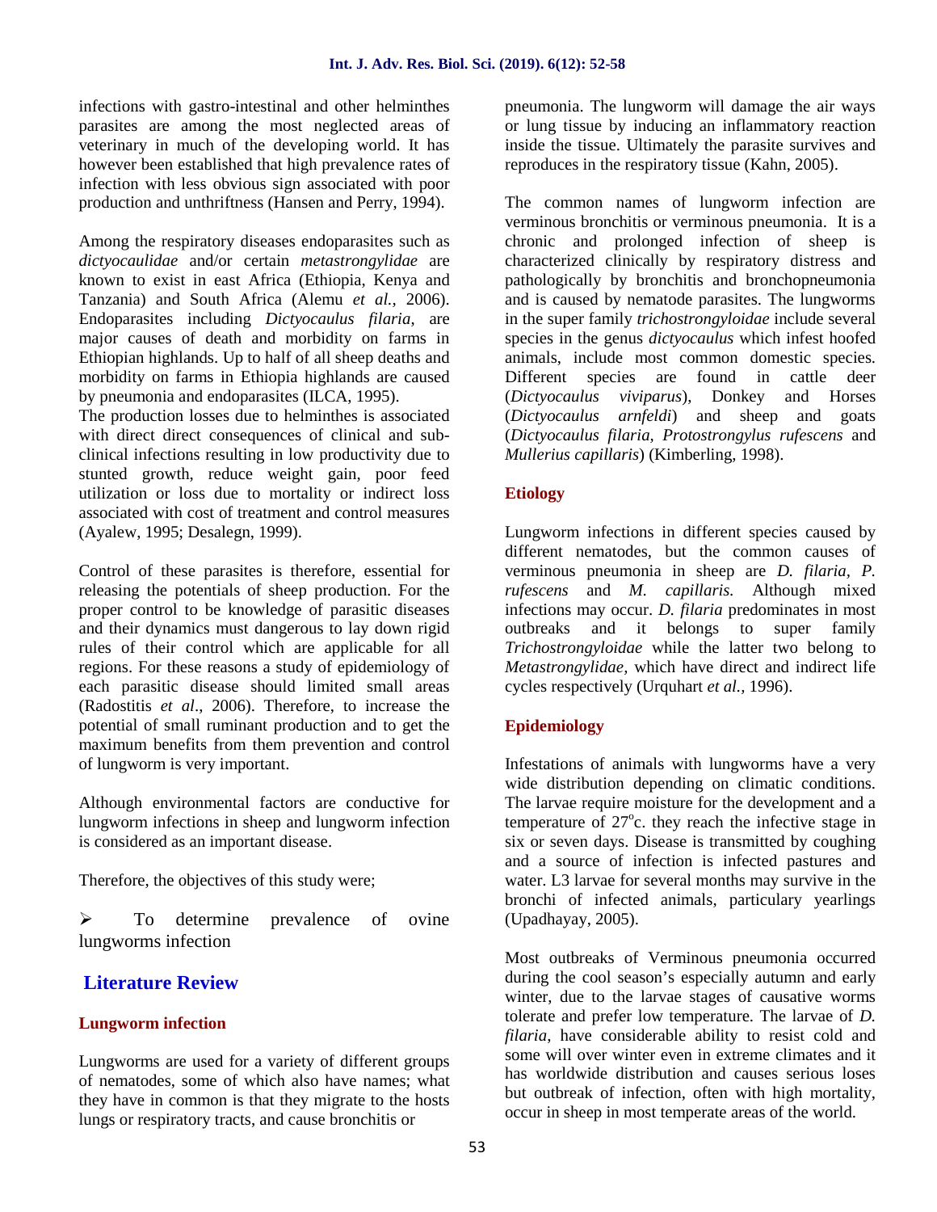infections with gastro-intestinal and other helminthes parasites are among the most neglected areas of veterinary in much of the developing world. It has however been established that high prevalence rates of infection with less obvious sign associated with poor production and unthriftness (Hansen and Perry, 1994).

Among the respiratory diseases endoparasites such as *dictyocaulidae* and/or certain *metastrongylidae* are known to exist in east Africa (Ethiopia, Kenya and Tanzania) and South Africa (Alemu *et al.,* 2006). Endoparasites including *Dictyocaulus filaria*, are major causes of death and morbidity on farms in Ethiopian highlands. Up to half of all sheep deaths and morbidity on farms in Ethiopia highlands are caused by pneumonia and endoparasites (ILCA, 1995).
The production losses due to helminthes is associated with direct direct consequences of clinical and sub-clinical infections resulting in low productivity due to stunted growth, reduce weight gain, poor feed utilization or loss due to mortality or indirect loss associated with cost of treatment and control measures (Ayalew, 1995; Desalegn, 1999).

Control of these parasites is therefore, essential for releasing the potentials of sheep production. For the proper control to be knowledge of parasitic diseases and their dynamics must dangerous to lay down rigid rules of their control which are applicable for all regions. For these reasons a study of epidemiology of each parasitic disease should limited small areas (Radostitis *et al*., 2006). Therefore, to increase the potential of small ruminant production and to get the maximum benefits from them prevention and control of lungworm is very important.

Although environmental factors are conductive for lungworm infections in sheep and lungworm infection is considered as an important disease.

Therefore, the objectives of this study were;

- To determine prevalence of ovine lungworms infection

## Literature Review

### Lungworm infection

Lungworms are used for a variety of different groups of nematodes, some of which also have names; what they have in common is that they migrate to the hosts lungs or respiratory tracts, and cause bronchitis or pneumonia. The lungworm will damage the air ways or lung tissue by inducing an inflammatory reaction inside the tissue. Ultimately the parasite survives and reproduces in the respiratory tissue (Kahn, 2005).

The common names of lungworm infection are verminous bronchitis or verminous pneumonia. It is a chronic and prolonged infection of sheep is characterized clinically by respiratory distress and pathologically by bronchitis and bronchopneumonia and is caused by nematode parasites. The lungworms in the super family *trichostrongyloidae* include several species in the genus *dictyocaulus* which infest hoofed animals, include most common domestic species. Different species are found in cattle deer (*Dictyocaulus viviparus*), Donkey and Horses (*Dictyocaulus arnfeldi*) and sheep and goats (*Dictyocaulus filaria, Protostrongylus rufescens* and *Mullerius capillaris*) (Kimberling, 1998).

### Etiology

Lungworm infections in different species caused by different nematodes, but the common causes of verminous pneumonia in sheep are *D. filaria, P. rufescens* and *M. capillaris.* Although mixed infections may occur. *D. filaria* predominates in most outbreaks and it belongs to super family *Trichostrongyloidae* while the latter two belong to *Metastrongylidae,* which have direct and indirect life cycles respectively (Urquhart *et al.,* 1996).

### Epidemiology

Infestations of animals with lungworms have a very wide distribution depending on climatic conditions. The larvae require moisture for the development and a temperature of 27°c. they reach the infective stage in six or seven days. Disease is transmitted by coughing and a source of infection is infected pastures and water. L3 larvae for several months may survive in the bronchi of infected animals, particulary yearlings (Upadhayay, 2005).

Most outbreaks of Verminous pneumonia occurred during the cool season's especially autumn and early winter, due to the larvae stages of causative worms tolerate and prefer low temperature. The larvae of *D. filaria*, have considerable ability to resist cold and some will over winter even in extreme climates and it has worldwide distribution and causes serious loses but outbreak of infection, often with high mortality, occur in sheep in most temperate areas of the world.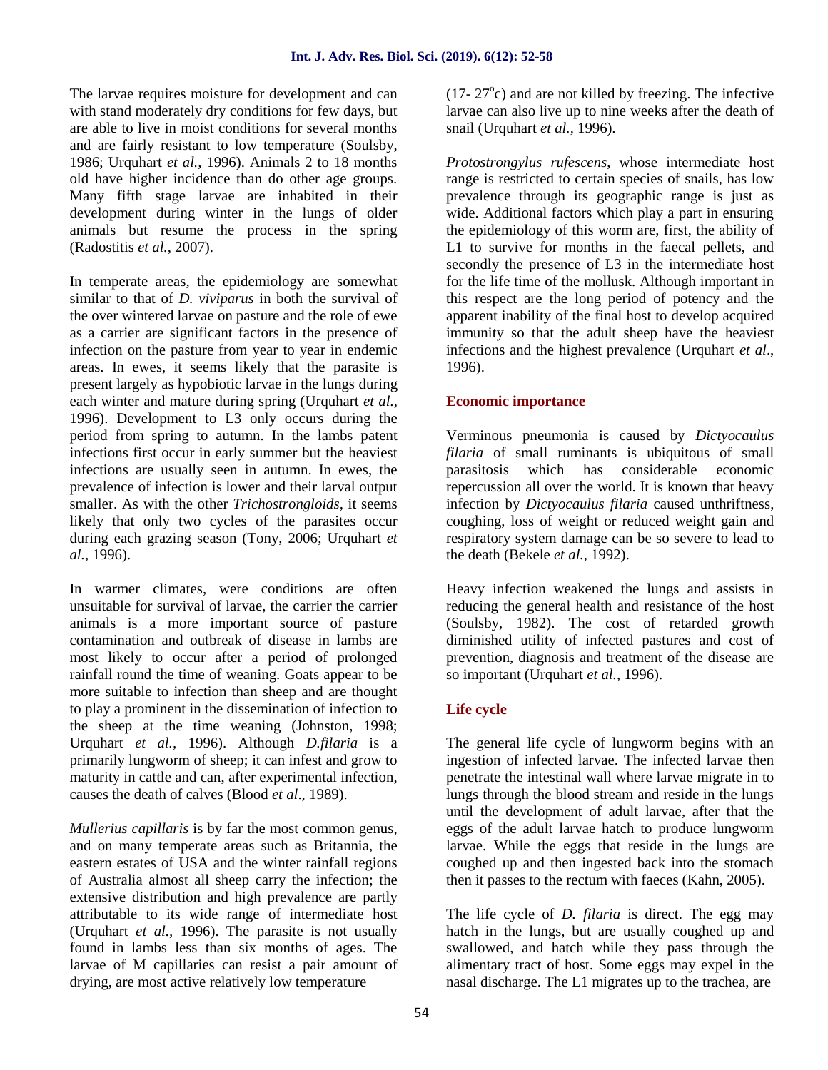The larvae requires moisture for development and can with stand moderately dry conditions for few days, but are able to live in moist conditions for several months and are fairly resistant to low temperature (Soulsby, 1986; Urquhart *et al.,* 1996). Animals 2 to 18 months old have higher incidence than do other age groups. Many fifth stage larvae are inhabited in their development during winter in the lungs of older animals but resume the process in the spring (Radostitis *et al.,* 2007).

In temperate areas, the epidemiology are somewhat similar to that of *D. viviparus* in both the survival of the over wintered larvae on pasture and the role of ewe as a carrier are significant factors in the presence of infection on the pasture from year to year in endemic areas. In ewes, it seems likely that the parasite is present largely as hypobiotic larvae in the lungs during each winter and mature during spring (Urquhart *et al.,* 1996). Development to L3 only occurs during the period from spring to autumn. In the lambs patent infections first occur in early summer but the heaviest infections are usually seen in autumn. In ewes, the prevalence of infection is lower and their larval output smaller. As with the other *Trichostrongloids,* it seems likely that only two cycles of the parasites occur during each grazing season (Tony, 2006; Urquhart *et al.,* 1996).

In warmer climates, were conditions are often unsuitable for survival of larvae, the carrier the carrier animals is a more important source of pasture contamination and outbreak of disease in lambs are most likely to occur after a period of prolonged rainfall round the time of weaning. Goats appear to be more suitable to infection than sheep and are thought to play a prominent in the dissemination of infection to the sheep at the time weaning (Johnston, 1998; Urquhart *et al.,* 1996). Although *D.filaria* is a primarily lungworm of sheep; it can infest and grow to maturity in cattle and can, after experimental infection, causes the death of calves (Blood *et al*., 1989).

*Mullerius capillaris* is by far the most common genus, and on many temperate areas such as Britannia, the eastern estates of USA and the winter rainfall regions of Australia almost all sheep carry the infection; the extensive distribution and high prevalence are partly attributable to its wide range of intermediate host (Urquhart *et al.,* 1996). The parasite is not usually found in lambs less than six months of ages. The larvae of M capillaries can resist a pair amount of drying, are most active relatively low temperature (17- 27°c) and are not killed by freezing. The infective larvae can also live up to nine weeks after the death of snail (Urquhart *et al.,* 1996).

*Protostrongylus rufescens*, whose intermediate host range is restricted to certain species of snails, has low prevalence through its geographic range is just as wide. Additional factors which play a part in ensuring the epidemiology of this worm are, first, the ability of L1 to survive for months in the faecal pellets, and secondly the presence of L3 in the intermediate host for the life time of the mollusk. Although important in this respect are the long period of potency and the apparent inability of the final host to develop acquired immunity so that the adult sheep have the heaviest infections and the highest prevalence (Urquhart *et al*., 1996).

## Economic importance

Verminous pneumonia is caused by *Dictyocaulus filaria* of small ruminants is ubiquitous of small parasitosis which has considerable economic repercussion all over the world. It is known that heavy infection by *Dictyocaulus filaria* caused unthriftness, coughing, loss of weight or reduced weight gain and respiratory system damage can be so severe to lead to the death (Bekele *et al.,* 1992).

Heavy infection weakened the lungs and assists in reducing the general health and resistance of the host (Soulsby, 1982). The cost of retarded growth diminished utility of infected pastures and cost of prevention, diagnosis and treatment of the disease are so important (Urquhart *et al.,* 1996).

## Life cycle

The general life cycle of lungworm begins with an ingestion of infected larvae. The infected larvae then penetrate the intestinal wall where larvae migrate in to lungs through the blood stream and reside in the lungs until the development of adult larvae, after that the eggs of the adult larvae hatch to produce lungworm larvae. While the eggs that reside in the lungs are coughed up and then ingested back into the stomach then it passes to the rectum with faeces (Kahn, 2005).

The life cycle of *D. filaria* is direct. The egg may hatch in the lungs, but are usually coughed up and swallowed, and hatch while they pass through the alimentary tract of host. Some eggs may expel in the nasal discharge. The L1 migrates up to the trachea, are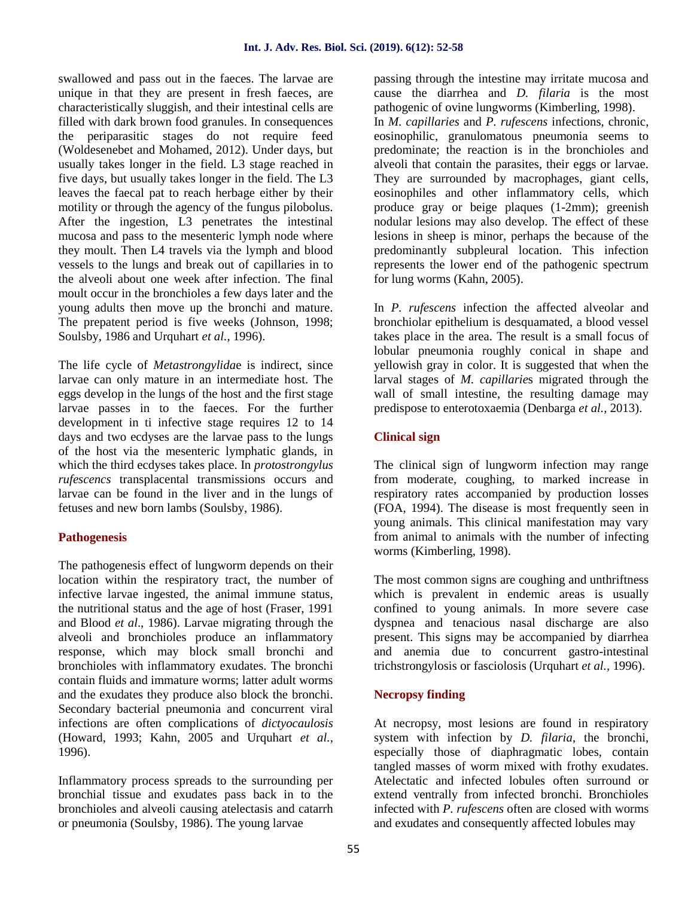swallowed and pass out in the faeces. The larvae are unique in that they are present in fresh faeces, are characteristically sluggish, and their intestinal cells are filled with dark brown food granules. In consequences the periparasitic stages do not require feed (Woldesenebet and Mohamed, 2012). Under days, but usually takes longer in the field. L3 stage reached in five days, but usually takes longer in the field. The L3 leaves the faecal pat to reach herbage either by their motility or through the agency of the fungus pilobolus. After the ingestion, L3 penetrates the intestinal mucosa and pass to the mesenteric lymph node where they moult. Then L4 travels via the lymph and blood vessels to the lungs and break out of capillaries in to the alveoli about one week after infection. The final moult occur in the bronchioles a few days later and the young adults then move up the bronchi and mature. The prepatent period is five weeks (Johnson, 1998; Soulsby, 1986 and Urquhart *et al.,* 1996).

The life cycle of *Metastrongylida*e is indirect, since larvae can only mature in an intermediate host. The eggs develop in the lungs of the host and the first stage larvae passes in to the faeces. For the further development in ti infective stage requires 12 to 14 days and two ecdyses are the larvae pass to the lungs of the host via the mesenteric lymphatic glands, in which the third ecdyses takes place. In *protostrongylus rufescencs* transplacental transmissions occurs and larvae can be found in the liver and in the lungs of fetuses and new born lambs (Soulsby, 1986).

## Pathogenesis

The pathogenesis effect of lungworm depends on their location within the respiratory tract, the number of infective larvae ingested, the animal immune status, the nutritional status and the age of host (Fraser, 1991 and Blood *et al*., 1986). Larvae migrating through the alveoli and bronchioles produce an inflammatory response, which may block small bronchi and bronchioles with inflammatory exudates. The bronchi contain fluids and immature worms; latter adult worms and the exudates they produce also block the bronchi. Secondary bacterial pneumonia and concurrent viral infections are often complications of *dictyocaulosis* (Howard, 1993; Kahn, 2005 and Urquhart *et al.,* 1996).

Inflammatory process spreads to the surrounding per bronchial tissue and exudates pass back in to the bronchioles and alveoli causing atelectasis and catarrh or pneumonia (Soulsby, 1986). The young larvae passing through the intestine may irritate mucosa and cause the diarrhea and *D. filaria* is the most pathogenic of ovine lungworms (Kimberling, 1998).

In *M. capillaries* and *P. rufescens* infections, chronic, eosinophilic, granulomatous pneumonia seems to predominate; the reaction is in the bronchioles and alveoli that contain the parasites, their eggs or larvae. They are surrounded by macrophages, giant cells, eosinophiles and other inflammatory cells, which produce gray or beige plaques (1-2mm); greenish nodular lesions may also develop. The effect of these lesions in sheep is minor, perhaps the because of the predominantly subpleural location. This infection represents the lower end of the pathogenic spectrum for lung worms (Kahn, 2005).

In *P. rufescens* infection the affected alveolar and bronchiolar epithelium is desquamated, a blood vessel takes place in the area. The result is a small focus of lobular pneumonia roughly conical in shape and yellowish gray in color. It is suggested that when the larval stages of *M. capillarie*s migrated through the wall of small intestine, the resulting damage may predispose to enterotoxaemia (Denbarga *et al.,* 2013).

## Clinical sign

The clinical sign of lungworm infection may range from moderate, coughing, to marked increase in respiratory rates accompanied by production losses (FOA, 1994). The disease is most frequently seen in young animals. This clinical manifestation may vary from animal to animals with the number of infecting worms (Kimberling, 1998).

The most common signs are coughing and unthriftness which is prevalent in endemic areas is usually confined to young animals. In more severe case dyspnea and tenacious nasal discharge are also present. This signs may be accompanied by diarrhea and anemia due to concurrent gastro-intestinal trichstrongylosis or fasciolosis (Urquhart *et al.,* 1996).

## Necropsy finding

At necropsy, most lesions are found in respiratory system with infection by *D. filaria*, the bronchi, especially those of diaphragmatic lobes, contain tangled masses of worm mixed with frothy exudates. Atelectatic and infected lobules often surround or extend ventrally from infected bronchi. Bronchioles infected with *P. rufescens* often are closed with worms and exudates and consequently affected lobules may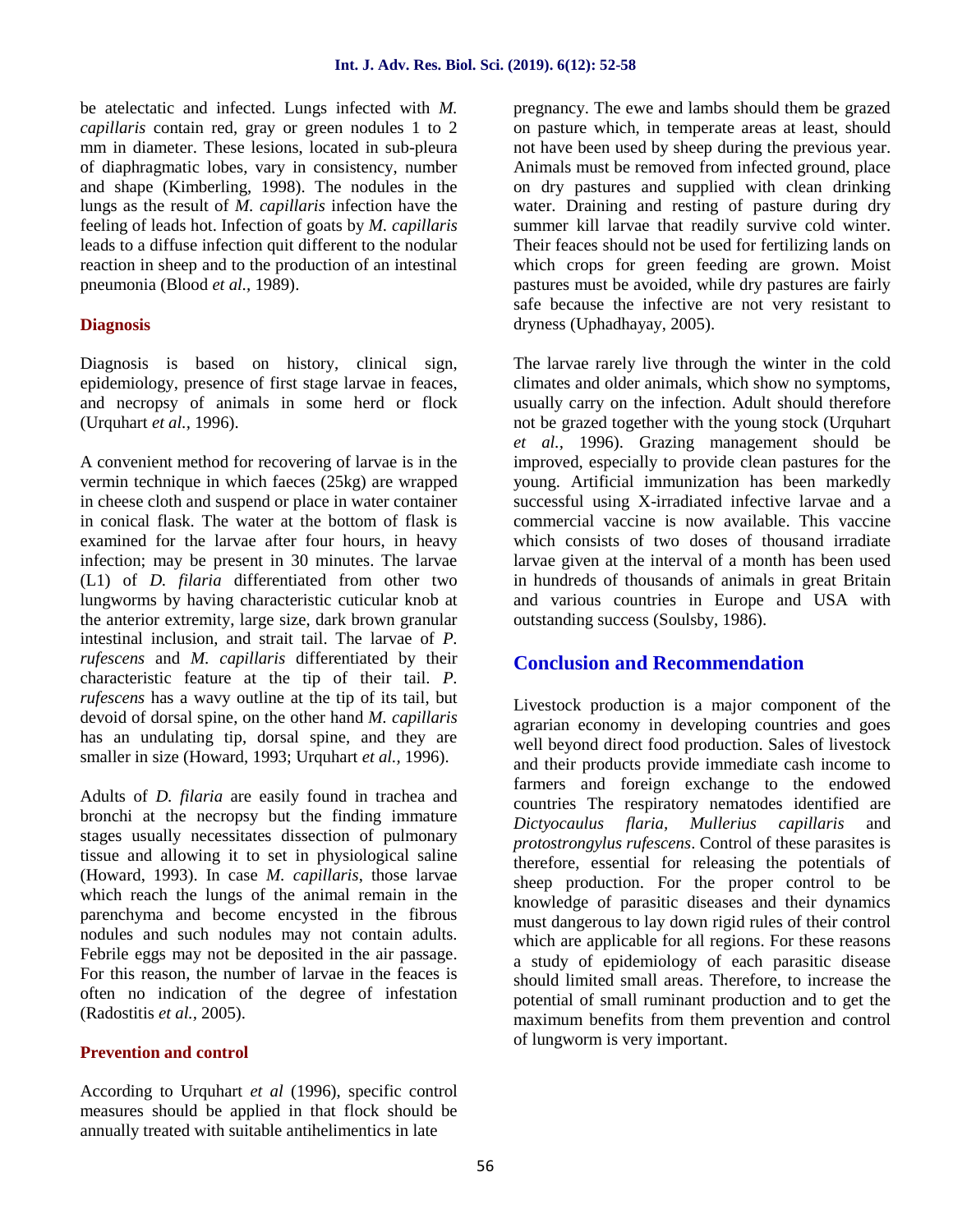be atelectatic and infected. Lungs infected with *M. capillaris* contain red, gray or green nodules 1 to 2 mm in diameter. These lesions, located in sub-pleura of diaphragmatic lobes, vary in consistency, number and shape (Kimberling, 1998). The nodules in the lungs as the result of *M. capillaris* infection have the feeling of leads hot. Infection of goats by *M. capillaris* leads to a diffuse infection quit different to the nodular reaction in sheep and to the production of an intestinal pneumonia (Blood *et al.,* 1989).

## Diagnosis

Diagnosis is based on history, clinical sign, epidemiology, presence of first stage larvae in feaces, and necropsy of animals in some herd or flock (Urquhart *et al.,* 1996).

A convenient method for recovering of larvae is in the vermin technique in which faeces (25kg) are wrapped in cheese cloth and suspend or place in water container in conical flask. The water at the bottom of flask is examined for the larvae after four hours, in heavy infection; may be present in 30 minutes. The larvae (L1) of *D. filaria* differentiated from other two lungworms by having characteristic cuticular knob at the anterior extremity, large size, dark brown granular intestinal inclusion, and strait tail. The larvae of *P. rufescens* and *M. capillaris* differentiated by their characteristic feature at the tip of their tail. *P. rufescens* has a wavy outline at the tip of its tail, but devoid of dorsal spine, on the other hand *M. capillaris* has an undulating tip, dorsal spine, and they are smaller in size (Howard, 1993; Urquhart *et al.,* 1996).

Adults of *D. filaria* are easily found in trachea and bronchi at the necropsy but the finding immature stages usually necessitates dissection of pulmonary tissue and allowing it to set in physiological saline (Howard, 1993). In case *M. capillaris*, those larvae which reach the lungs of the animal remain in the parenchyma and become encysted in the fibrous nodules and such nodules may not contain adults. Febrile eggs may not be deposited in the air passage. For this reason, the number of larvae in the feaces is often no indication of the degree of infestation (Radostitis *et al.,* 2005).

## Prevention and control

According to Urquhart *et al* (1996), specific control measures should be applied in that flock should be annually treated with suitable antihelimentics in late pregnancy. The ewe and lambs should them be grazed on pasture which, in temperate areas at least, should not have been used by sheep during the previous year. Animals must be removed from infected ground, place on dry pastures and supplied with clean drinking water. Draining and resting of pasture during dry summer kill larvae that readily survive cold winter. Their feaces should not be used for fertilizing lands on which crops for green feeding are grown. Moist pastures must be avoided, while dry pastures are fairly safe because the infective are not very resistant to dryness (Uphadhayay, 2005).

The larvae rarely live through the winter in the cold climates and older animals, which show no symptoms, usually carry on the infection. Adult should therefore not be grazed together with the young stock (Urquhart *et al.,* 1996). Grazing management should be improved, especially to provide clean pastures for the young. Artificial immunization has been markedly successful using X-irradiated infective larvae and a commercial vaccine is now available. This vaccine which consists of two doses of thousand irradiate larvae given at the interval of a month has been used in hundreds of thousands of animals in great Britain and various countries in Europe and USA with outstanding success (Soulsby, 1986).

# Conclusion and Recommendation

Livestock production is a major component of the agrarian economy in developing countries and goes well beyond direct food production. Sales of livestock and their products provide immediate cash income to farmers and foreign exchange to the endowed countries The respiratory nematodes identified are *Dictyocaulus flaria*, *Mullerius capillaris* and *protostrongylus rufescens*. Control of these parasites is therefore, essential for releasing the potentials of sheep production. For the proper control to be knowledge of parasitic diseases and their dynamics must dangerous to lay down rigid rules of their control which are applicable for all regions. For these reasons a study of epidemiology of each parasitic disease should limited small areas. Therefore, to increase the potential of small ruminant production and to get the maximum benefits from them prevention and control of lungworm is very important.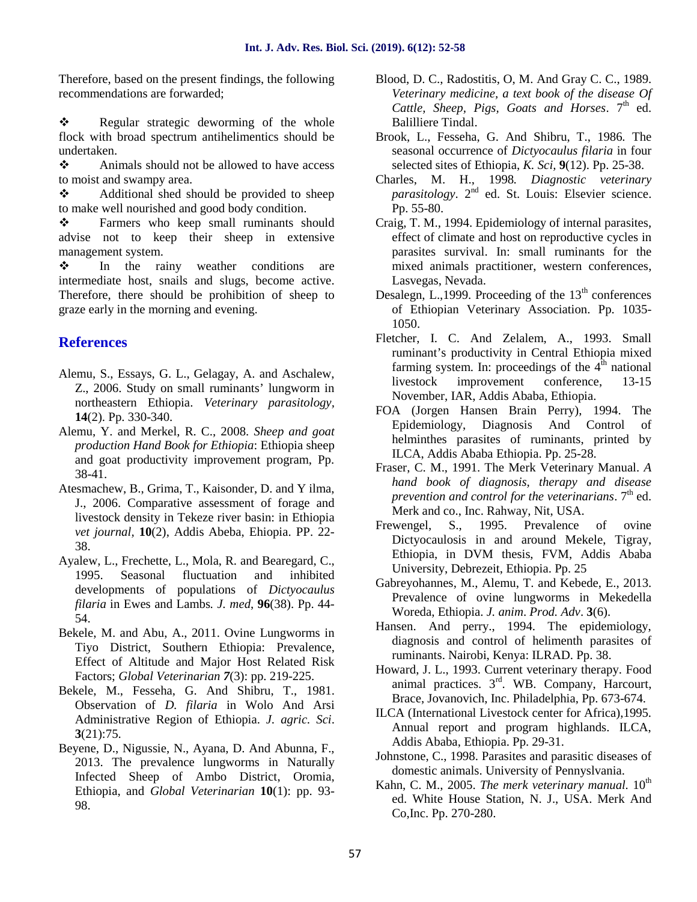Therefore, based on the present findings, the following recommendations are forwarded;

- Regular strategic deworming of the whole flock with broad spectrum antihelimentics should be undertaken.
- Animals should not be allowed to have access to moist and swampy area.
- Additional shed should be provided to sheep to make well nourished and good body condition.
- Farmers who keep small ruminants should advise not to keep their sheep in extensive management system.
- In the rainy weather conditions are intermediate host, snails and slugs, become active. Therefore, there should be prohibition of sheep to graze early in the morning and evening.

## References

Alemu, S., Essays, G. L., Gelagay, A. and Aschalew, Z., 2006. Study on small ruminants' lungworm in northeastern Ethiopia. *Veterinary parasitology*, **14**(2). Pp. 330-340.

Alemu, Y. and Merkel, R. C., 2008. *Sheep and goat production Hand Book for Ethiopia*: Ethiopia sheep and goat productivity improvement program, Pp. 38-41.

Atesmachew, B., Grima, T., Kaisonder, D. and Y ilma, J., 2006. Comparative assessment of forage and livestock density in Tekeze river basin: in Ethiopia *vet journal*, **10**(2), Addis Abeba, Ehiopia. PP. 22-38.

Ayalew, L., Frechette, L., Mola, R. and Bearegard, C., 1995. Seasonal fluctuation and inhibited developments of populations of *Dictyocaulus filaria* in Ewes and Lambs*. J. med*, **96**(38). Pp. 44-54.

Bekele, M. and Abu, A., 2011. Ovine Lungworms in Tiyo District, Southern Ethiopia: Prevalence, Effect of Altitude and Major Host Related Risk Factors; *Global Veterinarian 7*(3): pp. 219-225.

Bekele, M., Fesseha, G. And Shibru, T., 1981. Observation of *D. filaria* in Wolo And Arsi Administrative Region of Ethiopia. *J. agric. Sci*. **3**(21):75.

Beyene, D., Nigussie, N., Ayana, D. And Abunna, F., 2013. The prevalence lungworms in Naturally Infected Sheep of Ambo District, Oromia, Ethiopia, and *Global Veterinarian* **10**(1): pp. 93-98.

Blood, D. C., Radostitis, O, M. And Gray C. C., 1989. *Veterinary medicine, a text book of the disease Of Cattle, Sheep, Pigs, Goats and Horses*. 7th ed. Balilliere Tindal.

Brook, L., Fesseha, G. And Shibru, T., 1986. The seasonal occurrence of *Dictyocaulus filaria* in four selected sites of Ethiopia, *K. Sci*, **9**(12). Pp. 25-38.

Charles, M. H., 1998*. Diagnostic veterinary parasitology*. 2nd ed. St. Louis: Elsevier science. Pp. 55-80.

Craig, T. M., 1994. Epidemiology of internal parasites, effect of climate and host on reproductive cycles in parasites survival. In: small ruminants for the mixed animals practitioner, western conferences, Lasvegas, Nevada.

Desalegn, L.,1999. Proceeding of the 13th conferences of Ethiopian Veterinary Association. Pp. 1035-1050.

Fletcher, I. C. And Zelalem, A., 1993. Small ruminant's productivity in Central Ethiopia mixed farming system. In: proceedings of the 4th national livestock improvement conference, 13-15 November, IAR, Addis Ababa, Ethiopia.

FOA (Jorgen Hansen Brain Perry), 1994. The Epidemiology, Diagnosis And Control of helminthes parasites of ruminants, printed by ILCA, Addis Ababa Ethiopia. Pp. 25-28.

Fraser, C. M., 1991. The Merk Veterinary Manual. *A hand book of diagnosis, therapy and disease prevention and control for the veterinarians*. 7th ed. Merk and co., Inc. Rahway, Nit, USA.

Frewengel, S., 1995. Prevalence of ovine Dictyocaulosis in and around Mekele, Tigray, Ethiopia, in DVM thesis, FVM, Addis Ababa University, Debrezeit, Ethiopia. Pp. 25

Gabreyohannes, M., Alemu, T. and Kebede, E., 2013. Prevalence of ovine lungworms in Mekedella Woreda, Ethiopia. *J. anim. Prod. Adv*. **3**(6).

Hansen. And perry., 1994. The epidemiology, diagnosis and control of helimenth parasites of ruminants. Nairobi, Kenya: ILRAD. Pp. 38.

Howard, J. L., 1993. Current veterinary therapy. Food animal practices. 3rd. WB. Company, Harcourt, Brace, Jovanovich, Inc. Philadelphia, Pp. 673-674.

ILCA (International Livestock center for Africa),1995. Annual report and program highlands. ILCA, Addis Ababa, Ethiopia. Pp. 29-31.

Johnstone, C., 1998. Parasites and parasitic diseases of domestic animals. University of Pennyslvania.

Kahn, C. M., 2005. *The merk veterinary manual*. 10th ed. White House Station, N. J., USA. Merk And Co,Inc. Pp. 270-280.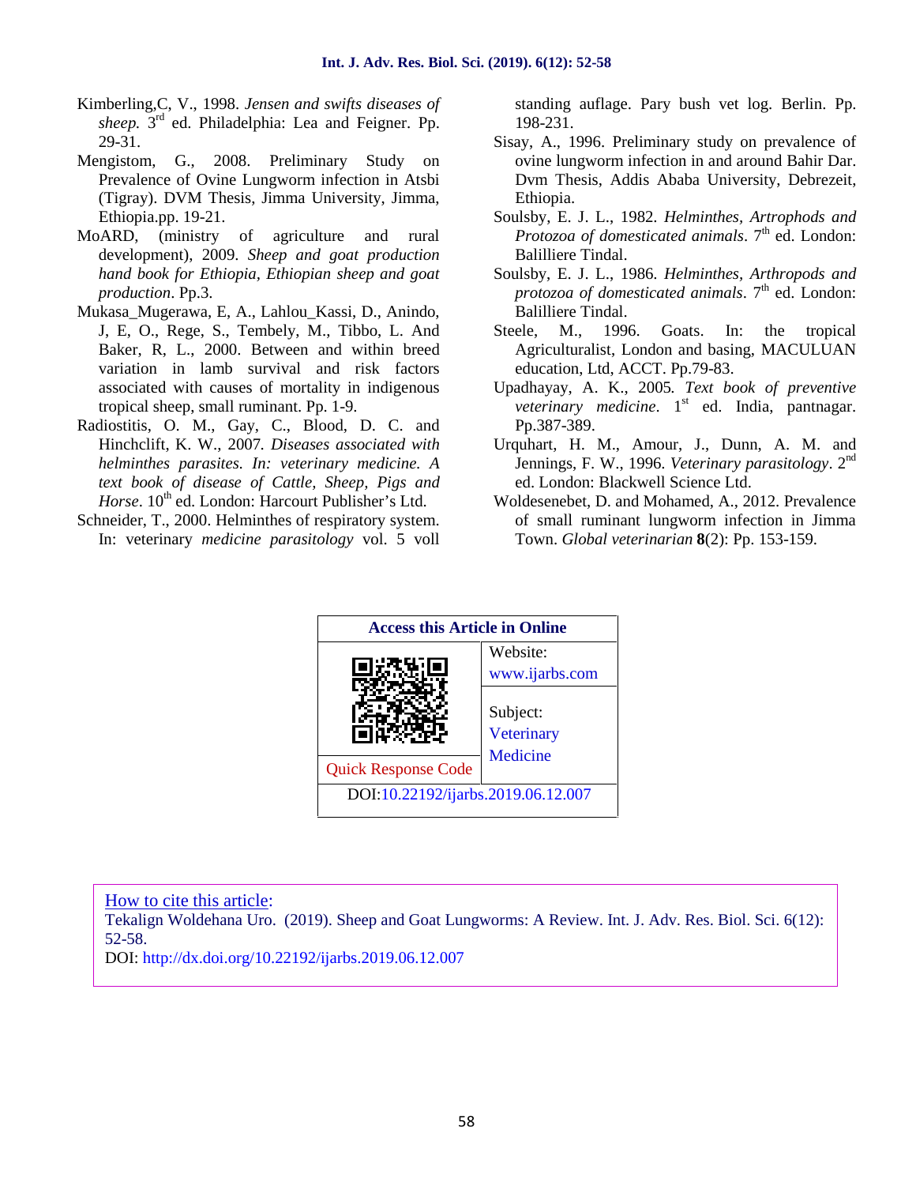Kimberling,C, V., 1998. *Jensen and swifts diseases of sheep.* 3rd ed. Philadelphia: Lea and Feigner. Pp. 29-31.

Mengistom, G., 2008. Preliminary Study on Prevalence of Ovine Lungworm infection in Atsbi (Tigray). DVM Thesis, Jimma University, Jimma, Ethiopia.pp. 19-21.

MoARD, (ministry of agriculture and rural development), 2009. *Sheep and goat production hand book for Ethiopia, Ethiopian sheep and goat production*. Pp.3.

Mukasa_Mugerawa, E, A., Lahlou_Kassi, D., Anindo, J, E, O., Rege, S., Tembely, M., Tibbo, L. And Baker, R, L., 2000. Between and within breed variation in lamb survival and risk factors associated with causes of mortality in indigenous tropical sheep, small ruminant. Pp. 1-9.

Radiostitis, O. M., Gay, C., Blood, D. C. and Hinchclift, K. W., 2007. *Diseases associated with helminthes parasites. In: veterinary medicine. A text book of disease of Cattle, Sheep, Pigs and Horse*. 10th ed. London: Harcourt Publisher's Ltd.

Schneider, T., 2000. Helminthes of respiratory system. In: veterinary *medicine parasitology* vol. 5 voll standing auflage. Pary bush vet log. Berlin. Pp. 198-231.

Sisay, A., 1996. Preliminary study on prevalence of ovine lungworm infection in and around Bahir Dar. Dvm Thesis, Addis Ababa University, Debrezeit, Ethiopia.

Soulsby, E. J. L., 1982. *Helminthes, Artrophods and Protozoa of domesticated animals*. 7th ed. London: Balilliere Tindal.

Soulsby, E. J. L., 1986. *Helminthes, Arthropods and protozoa of domesticated animals*. 7th ed. London: Balilliere Tindal.

Steele, M., 1996. Goats. In: the tropical Agriculturalist, London and basing, MACULUAN education, Ltd, ACCT. Pp.79-83.

Upadhayay, A. K., 2005. *Text book of preventive veterinary medicine*. 1st ed. India, pantnagar. Pp.387-389.

Urquhart, H. M., Amour, J., Dunn, A. M. and Jennings, F. W., 1996. *Veterinary parasitology*. 2nd ed. London: Blackwell Science Ltd.

Woldesenebet, D. and Mohamed, A., 2012. Prevalence of small ruminant lungworm infection in Jimma Town. *Global veterinarian* **8**(2): Pp. 153-159.

| Access this Article in Online | |
|---|---|
| Quick Response Code | Website: www.ijarbs.com |
| | Subject: Veterinary Medicine |
| DOI:10.22192/ijarbs.2019.06.12.007 | |

How to cite this article:
Tekalign Woldehana Uro. (2019). Sheep and Goat Lungworms: A Review. Int. J. Adv. Res. Biol. Sci. 6(12): 52-58.
DOI: http://dx.doi.org/10.22192/ijarbs.2019.06.12.007